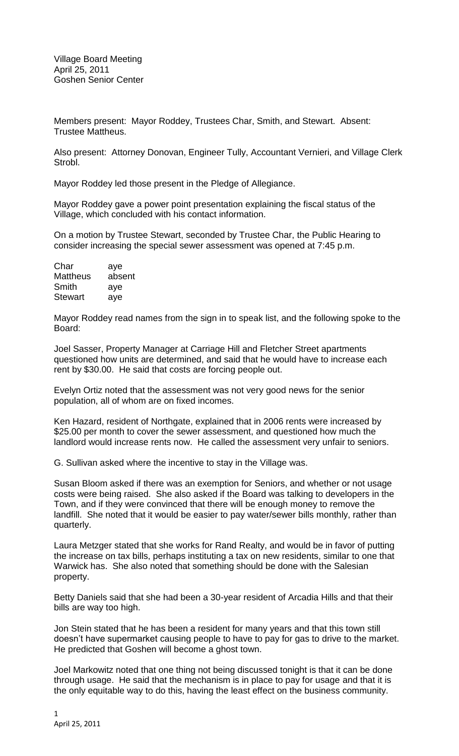Village Board Meeting
April 25, 2011
Goshen Senior Center

Members present: Mayor Roddey, Trustees Char, Smith, and Stewart. Absent: Trustee Mattheus.

Also present: Attorney Donovan, Engineer Tully, Accountant Vernieri, and Village Clerk Strobl.

Mayor Roddey led those present in the Pledge of Allegiance.

Mayor Roddey gave a power point presentation explaining the fiscal status of the Village, which concluded with his contact information.

On a motion by Trustee Stewart, seconded by Trustee Char, the Public Hearing to consider increasing the special sewer assessment was opened at 7:45 p.m.

| | |
|---|---|
| Char | aye |
| Mattheus | absent |
| Smith | aye |
| Stewart | aye |

Mayor Roddey read names from the sign in to speak list, and the following spoke to the Board:

Joel Sasser, Property Manager at Carriage Hill and Fletcher Street apartments questioned how units are determined, and said that he would have to increase each rent by $30.00. He said that costs are forcing people out.

Evelyn Ortiz noted that the assessment was not very good news for the senior population, all of whom are on fixed incomes.

Ken Hazard, resident of Northgate, explained that in 2006 rents were increased by $25.00 per month to cover the sewer assessment, and questioned how much the landlord would increase rents now. He called the assessment very unfair to seniors.

G. Sullivan asked where the incentive to stay in the Village was.

Susan Bloom asked if there was an exemption for Seniors, and whether or not usage costs were being raised. She also asked if the Board was talking to developers in the Town, and if they were convinced that there will be enough money to remove the landfill. She noted that it would be easier to pay water/sewer bills monthly, rather than quarterly.

Laura Metzger stated that she works for Rand Realty, and would be in favor of putting the increase on tax bills, perhaps instituting a tax on new residents, similar to one that Warwick has. She also noted that something should be done with the Salesian property.

Betty Daniels said that she had been a 30-year resident of Arcadia Hills and that their bills are way too high.

Jon Stein stated that he has been a resident for many years and that this town still doesn't have supermarket causing people to have to pay for gas to drive to the market. He predicted that Goshen will become a ghost town.

Joel Markowitz noted that one thing not being discussed tonight is that it can be done through usage. He said that the mechanism is in place to pay for usage and that it is the only equitable way to do this, having the least effect on the business community.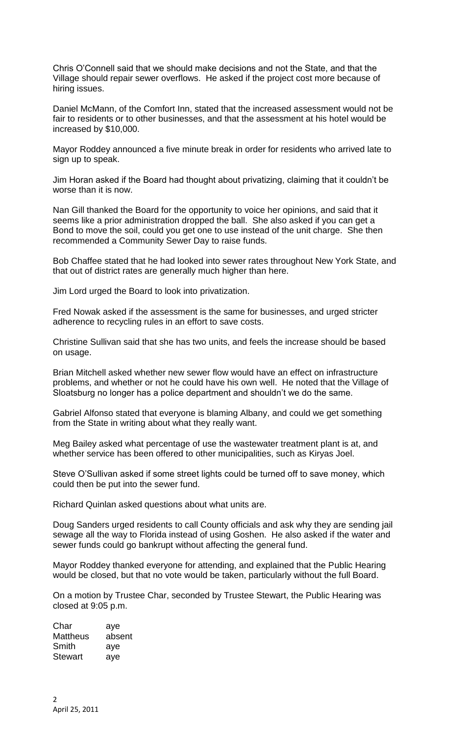Chris O'Connell said that we should make decisions and not the State, and that the Village should repair sewer overflows. He asked if the project cost more because of hiring issues.

Daniel McMann, of the Comfort Inn, stated that the increased assessment would not be fair to residents or to other businesses, and that the assessment at his hotel would be increased by $10,000.

Mayor Roddey announced a five minute break in order for residents who arrived late to sign up to speak.

Jim Horan asked if the Board had thought about privatizing, claiming that it couldn't be worse than it is now.

Nan Gill thanked the Board for the opportunity to voice her opinions, and said that it seems like a prior administration dropped the ball. She also asked if you can get a Bond to move the soil, could you get one to use instead of the unit charge. She then recommended a Community Sewer Day to raise funds.

Bob Chaffee stated that he had looked into sewer rates throughout New York State, and that out of district rates are generally much higher than here.

Jim Lord urged the Board to look into privatization.

Fred Nowak asked if the assessment is the same for businesses, and urged stricter adherence to recycling rules in an effort to save costs.

Christine Sullivan said that she has two units, and feels the increase should be based on usage.

Brian Mitchell asked whether new sewer flow would have an effect on infrastructure problems, and whether or not he could have his own well. He noted that the Village of Sloatsburg no longer has a police department and shouldn't we do the same.

Gabriel Alfonso stated that everyone is blaming Albany, and could we get something from the State in writing about what they really want.

Meg Bailey asked what percentage of use the wastewater treatment plant is at, and whether service has been offered to other municipalities, such as Kiryas Joel.

Steve O'Sullivan asked if some street lights could be turned off to save money, which could then be put into the sewer fund.

Richard Quinlan asked questions about what units are.

Doug Sanders urged residents to call County officials and ask why they are sending jail sewage all the way to Florida instead of using Goshen. He also asked if the water and sewer funds could go bankrupt without affecting the general fund.

Mayor Roddey thanked everyone for attending, and explained that the Public Hearing would be closed, but that no vote would be taken, particularly without the full Board.

On a motion by Trustee Char, seconded by Trustee Stewart, the Public Hearing was closed at 9:05 p.m.

| | |
|---|---|
| Char | aye |
| Mattheus | absent |
| Smith | aye |
| Stewart | aye |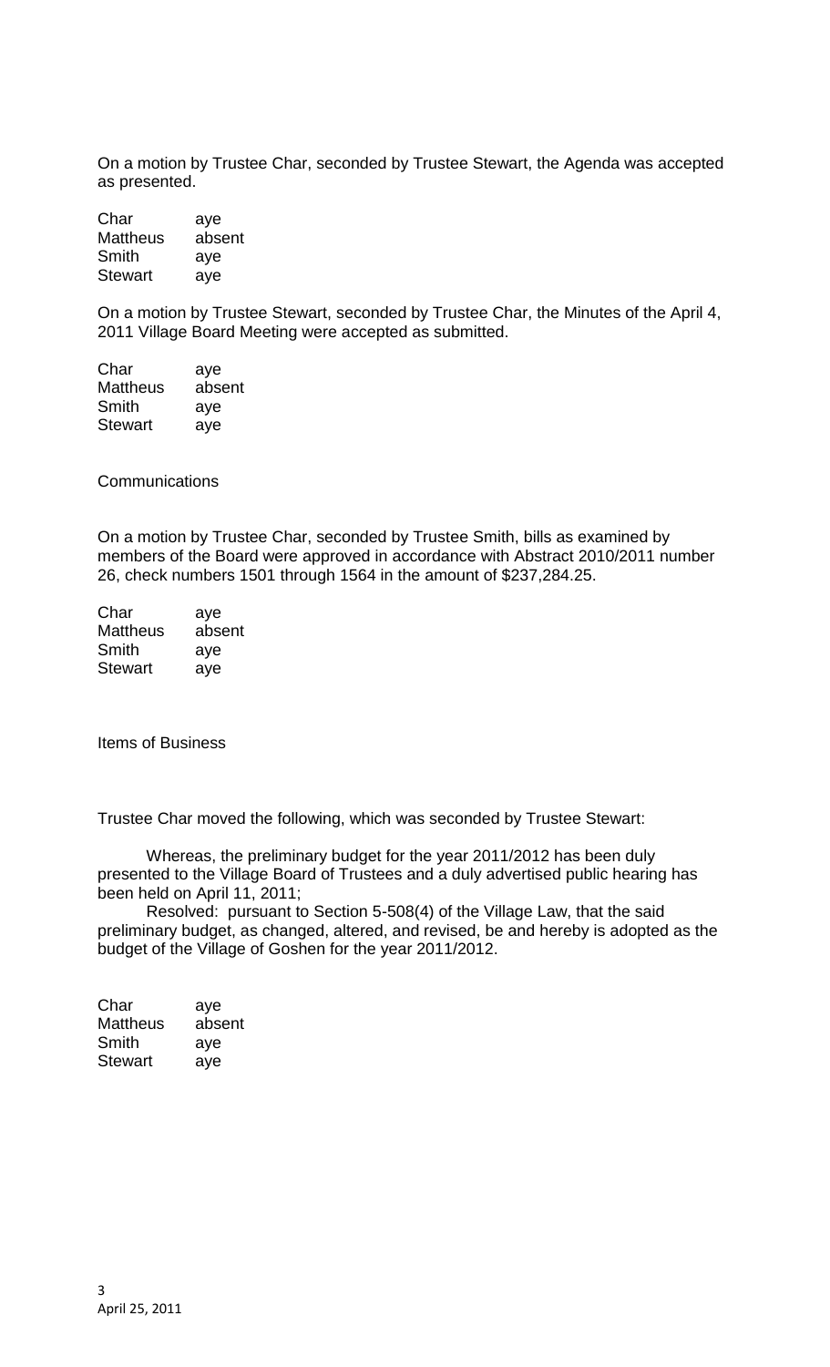On a motion by Trustee Char, seconded by Trustee Stewart, the Agenda was accepted as presented.

| | |
|---|---|
| Char | aye |
| Mattheus | absent |
| Smith | aye |
| Stewart | aye |

On a motion by Trustee Stewart, seconded by Trustee Char, the Minutes of the April 4, 2011 Village Board Meeting were accepted as submitted.

| | |
|---|---|
| Char | aye |
| Mattheus | absent |
| Smith | aye |
| Stewart | aye |

Communications

On a motion by Trustee Char, seconded by Trustee Smith, bills as examined by members of the Board were approved in accordance with Abstract 2010/2011 number 26, check numbers 1501 through 1564 in the amount of $237,284.25.

| | |
|---|---|
| Char | aye |
| Mattheus | absent |
| Smith | aye |
| Stewart | aye |

Items of Business

Trustee Char moved the following, which was seconded by Trustee Stewart:

Whereas, the preliminary budget for the year 2011/2012 has been duly presented to the Village Board of Trustees and a duly advertised public hearing has been held on April 11, 2011;

Resolved: pursuant to Section 5-508(4) of the Village Law, that the said preliminary budget, as changed, altered, and revised, be and hereby is adopted as the budget of the Village of Goshen for the year 2011/2012.

| | |
|---|---|
| Char | aye |
| Mattheus | absent |
| Smith | aye |
| Stewart | aye |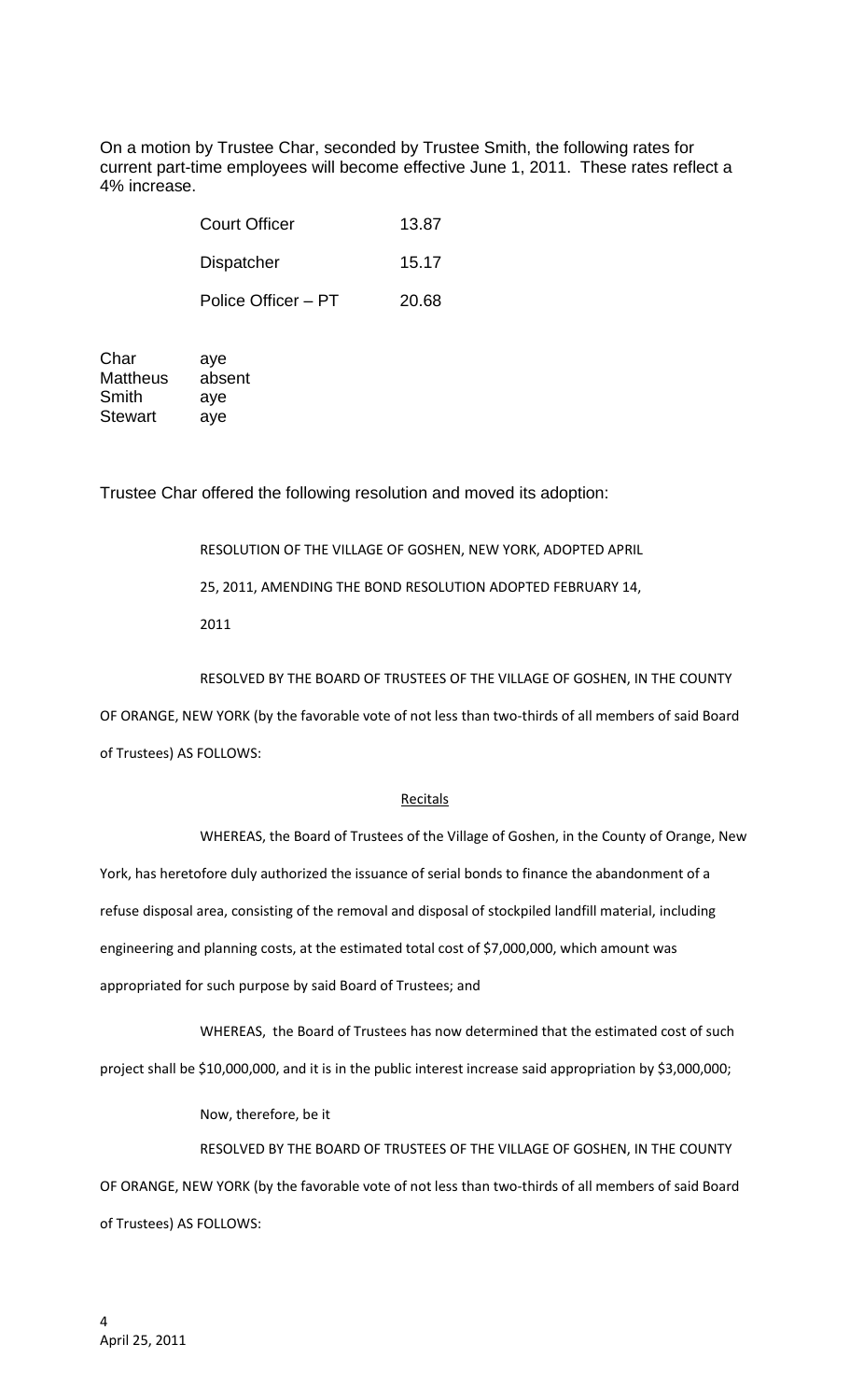On a motion by Trustee Char, seconded by Trustee Smith, the following rates for current part-time employees will become effective June 1, 2011. These rates reflect a 4% increase.

| | |
|---|---|
| Court Officer | 13.87 |
| Dispatcher | 15.17 |
| Police Officer – PT | 20.68 |

| | |
|---|---|
| Char | aye |
| Mattheus | absent |
| Smith | aye |
| Stewart | aye |

Trustee Char offered the following resolution and moved its adoption:

RESOLUTION OF THE VILLAGE OF GOSHEN, NEW YORK, ADOPTED APRIL 25, 2011, AMENDING THE BOND RESOLUTION ADOPTED FEBRUARY 14, 2011

RESOLVED BY THE BOARD OF TRUSTEES OF THE VILLAGE OF GOSHEN, IN THE COUNTY OF ORANGE, NEW YORK (by the favorable vote of not less than two-thirds of all members of said Board of Trustees) AS FOLLOWS:

Recitals

WHEREAS, the Board of Trustees of the Village of Goshen, in the County of Orange, New York, has heretofore duly authorized the issuance of serial bonds to finance the abandonment of a refuse disposal area, consisting of the removal and disposal of stockpiled landfill material, including engineering and planning costs, at the estimated total cost of $7,000,000, which amount was appropriated for such purpose by said Board of Trustees; and

WHEREAS, the Board of Trustees has now determined that the estimated cost of such project shall be $10,000,000, and it is in the public interest increase said appropriation by $3,000,000;

Now, therefore, be it

RESOLVED BY THE BOARD OF TRUSTEES OF THE VILLAGE OF GOSHEN, IN THE COUNTY OF ORANGE, NEW YORK (by the favorable vote of not less than two-thirds of all members of said Board of Trustees) AS FOLLOWS:

April 25, 2011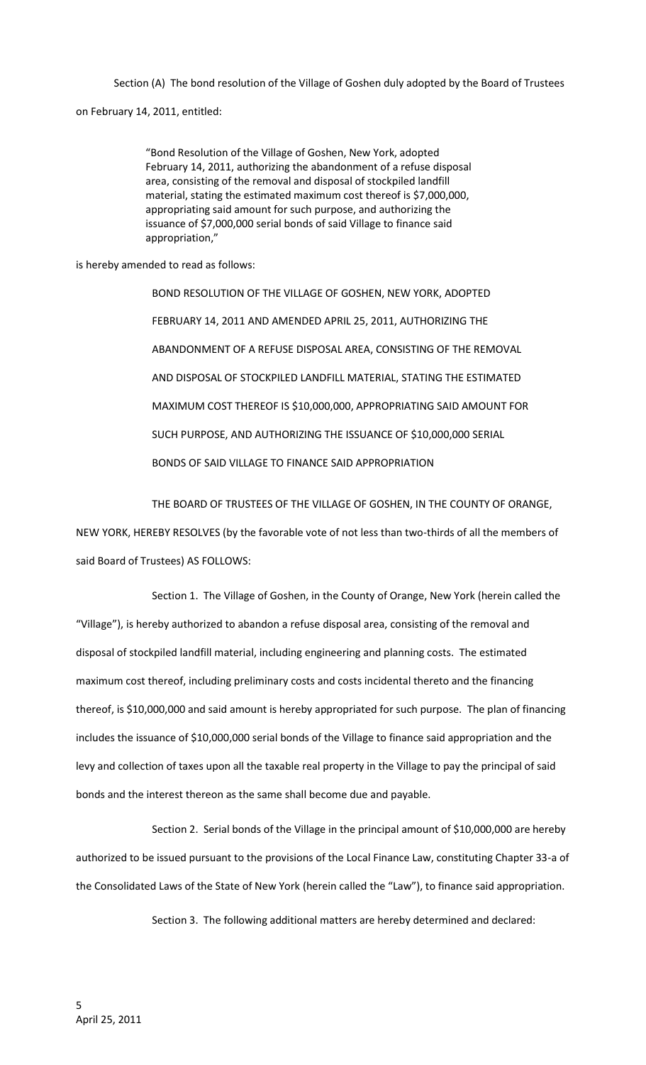Section (A) The bond resolution of the Village of Goshen duly adopted by the Board of Trustees on February 14, 2011, entitled:

> "Bond Resolution of the Village of Goshen, New York, adopted February 14, 2011, authorizing the abandonment of a refuse disposal area, consisting of the removal and disposal of stockpiled landfill material, stating the estimated maximum cost thereof is $7,000,000, appropriating said amount for such purpose, and authorizing the issuance of $7,000,000 serial bonds of said Village to finance said appropriation,"

is hereby amended to read as follows:

BOND RESOLUTION OF THE VILLAGE OF GOSHEN, NEW YORK, ADOPTED FEBRUARY 14, 2011 AND AMENDED APRIL 25, 2011, AUTHORIZING THE ABANDONMENT OF A REFUSE DISPOSAL AREA, CONSISTING OF THE REMOVAL AND DISPOSAL OF STOCKPILED LANDFILL MATERIAL, STATING THE ESTIMATED MAXIMUM COST THEREOF IS $10,000,000, APPROPRIATING SAID AMOUNT FOR SUCH PURPOSE, AND AUTHORIZING THE ISSUANCE OF $10,000,000 SERIAL BONDS OF SAID VILLAGE TO FINANCE SAID APPROPRIATION

THE BOARD OF TRUSTEES OF THE VILLAGE OF GOSHEN, IN THE COUNTY OF ORANGE, NEW YORK, HEREBY RESOLVES (by the favorable vote of not less than two-thirds of all the members of said Board of Trustees) AS FOLLOWS:

Section 1. The Village of Goshen, in the County of Orange, New York (herein called the "Village"), is hereby authorized to abandon a refuse disposal area, consisting of the removal and disposal of stockpiled landfill material, including engineering and planning costs. The estimated maximum cost thereof, including preliminary costs and costs incidental thereto and the financing thereof, is $10,000,000 and said amount is hereby appropriated for such purpose. The plan of financing includes the issuance of $10,000,000 serial bonds of the Village to finance said appropriation and the levy and collection of taxes upon all the taxable real property in the Village to pay the principal of said bonds and the interest thereon as the same shall become due and payable.

Section 2. Serial bonds of the Village in the principal amount of $10,000,000 are hereby authorized to be issued pursuant to the provisions of the Local Finance Law, constituting Chapter 33-a of the Consolidated Laws of the State of New York (herein called the "Law"), to finance said appropriation.

Section 3. The following additional matters are hereby determined and declared: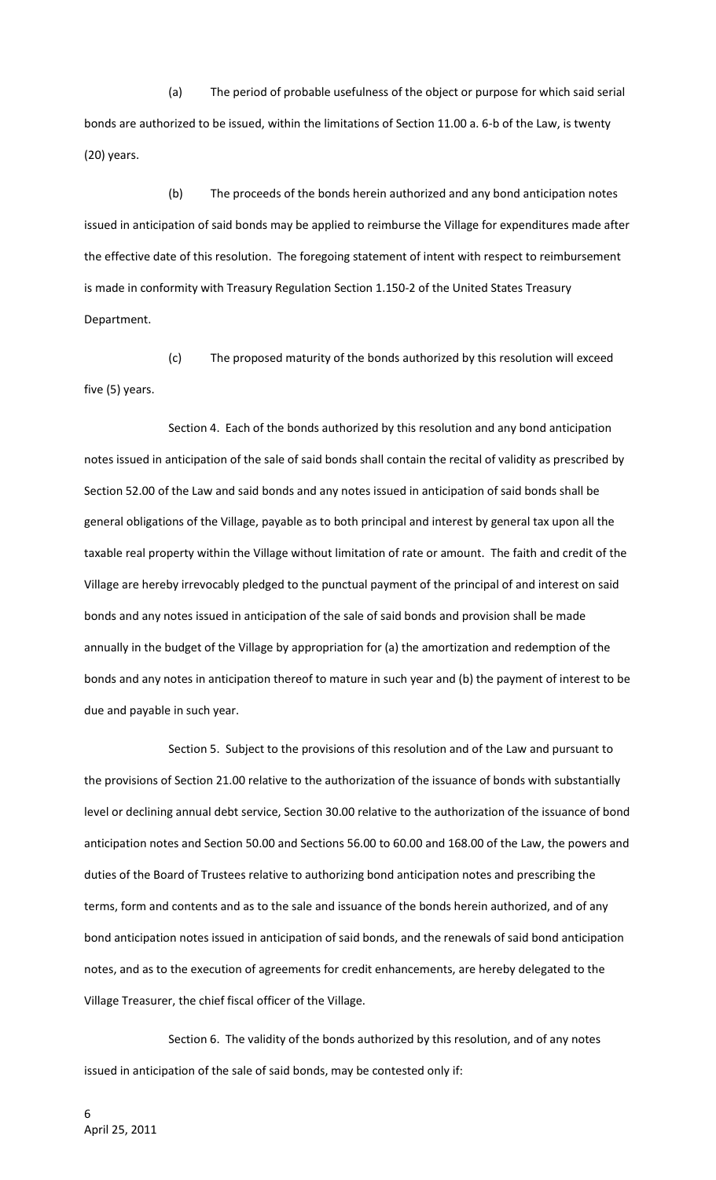(a) The period of probable usefulness of the object or purpose for which said serial bonds are authorized to be issued, within the limitations of Section 11.00 a. 6-b of the Law, is twenty (20) years.

(b) The proceeds of the bonds herein authorized and any bond anticipation notes issued in anticipation of said bonds may be applied to reimburse the Village for expenditures made after the effective date of this resolution. The foregoing statement of intent with respect to reimbursement is made in conformity with Treasury Regulation Section 1.150-2 of the United States Treasury Department.

(c) The proposed maturity of the bonds authorized by this resolution will exceed five (5) years.

Section 4. Each of the bonds authorized by this resolution and any bond anticipation notes issued in anticipation of the sale of said bonds shall contain the recital of validity as prescribed by Section 52.00 of the Law and said bonds and any notes issued in anticipation of said bonds shall be general obligations of the Village, payable as to both principal and interest by general tax upon all the taxable real property within the Village without limitation of rate or amount. The faith and credit of the Village are hereby irrevocably pledged to the punctual payment of the principal of and interest on said bonds and any notes issued in anticipation of the sale of said bonds and provision shall be made annually in the budget of the Village by appropriation for (a) the amortization and redemption of the bonds and any notes in anticipation thereof to mature in such year and (b) the payment of interest to be due and payable in such year.

Section 5. Subject to the provisions of this resolution and of the Law and pursuant to the provisions of Section 21.00 relative to the authorization of the issuance of bonds with substantially level or declining annual debt service, Section 30.00 relative to the authorization of the issuance of bond anticipation notes and Section 50.00 and Sections 56.00 to 60.00 and 168.00 of the Law, the powers and duties of the Board of Trustees relative to authorizing bond anticipation notes and prescribing the terms, form and contents and as to the sale and issuance of the bonds herein authorized, and of any bond anticipation notes issued in anticipation of said bonds, and the renewals of said bond anticipation notes, and as to the execution of agreements for credit enhancements, are hereby delegated to the Village Treasurer, the chief fiscal officer of the Village.

Section 6. The validity of the bonds authorized by this resolution, and of any notes issued in anticipation of the sale of said bonds, may be contested only if: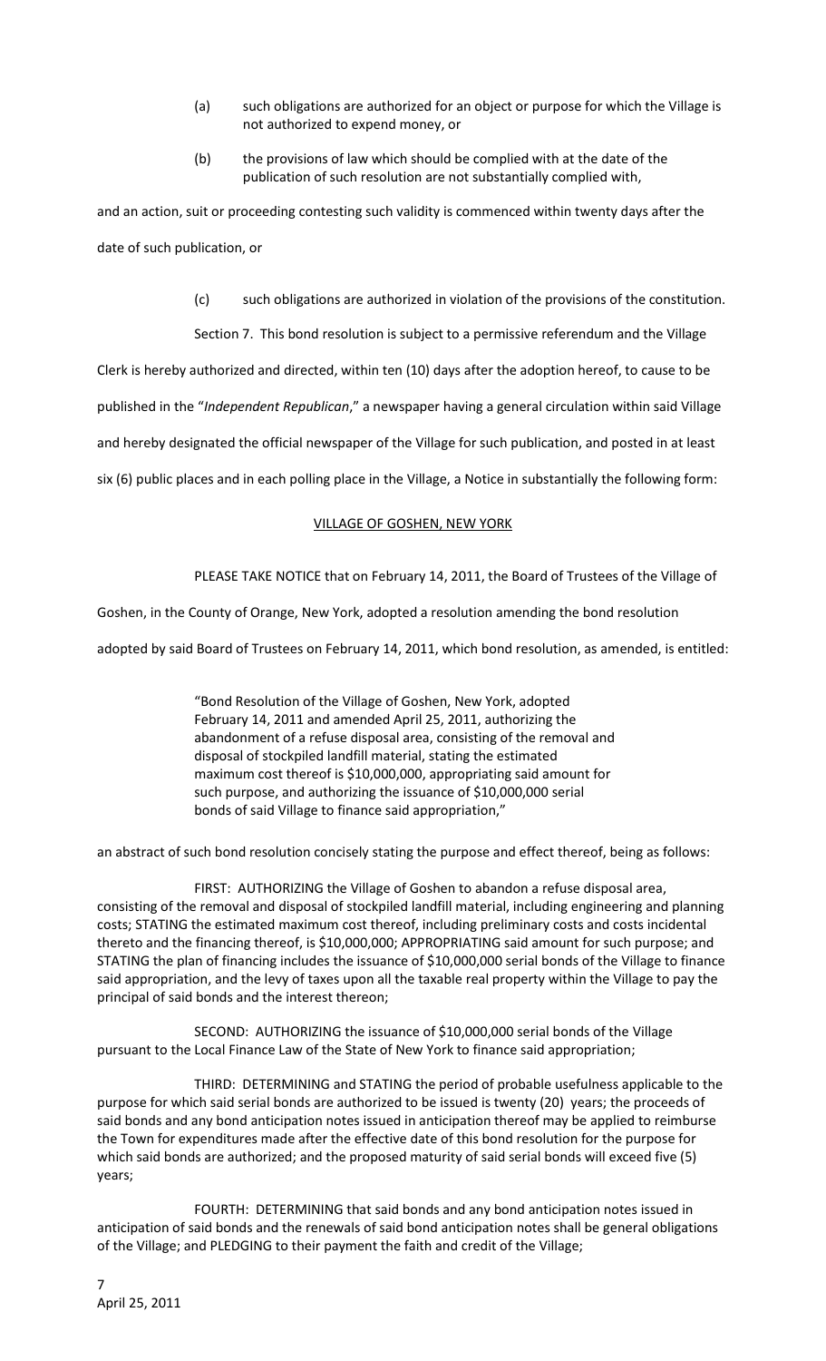(a) such obligations are authorized for an object or purpose for which the Village is not authorized to expend money, or

(b) the provisions of law which should be complied with at the date of the publication of such resolution are not substantially complied with,

and an action, suit or proceeding contesting such validity is commenced within twenty days after the date of such publication, or

(c) such obligations are authorized in violation of the provisions of the constitution.

Section 7. This bond resolution is subject to a permissive referendum and the Village Clerk is hereby authorized and directed, within ten (10) days after the adoption hereof, to cause to be published in the "*Independent Republican*," a newspaper having a general circulation within said Village and hereby designated the official newspaper of the Village for such publication, and posted in at least six (6) public places and in each polling place in the Village, a Notice in substantially the following form:

VILLAGE OF GOSHEN, NEW YORK

PLEASE TAKE NOTICE that on February 14, 2011, the Board of Trustees of the Village of Goshen, in the County of Orange, New York, adopted a resolution amending the bond resolution adopted by said Board of Trustees on February 14, 2011, which bond resolution, as amended, is entitled:

> "Bond Resolution of the Village of Goshen, New York, adopted February 14, 2011 and amended April 25, 2011, authorizing the abandonment of a refuse disposal area, consisting of the removal and disposal of stockpiled landfill material, stating the estimated maximum cost thereof is $10,000,000, appropriating said amount for such purpose, and authorizing the issuance of $10,000,000 serial bonds of said Village to finance said appropriation,"

an abstract of such bond resolution concisely stating the purpose and effect thereof, being as follows:

FIRST: AUTHORIZING the Village of Goshen to abandon a refuse disposal area, consisting of the removal and disposal of stockpiled landfill material, including engineering and planning costs; STATING the estimated maximum cost thereof, including preliminary costs and costs incidental thereto and the financing thereof, is $10,000,000; APPROPRIATING said amount for such purpose; and STATING the plan of financing includes the issuance of $10,000,000 serial bonds of the Village to finance said appropriation, and the levy of taxes upon all the taxable real property within the Village to pay the principal of said bonds and the interest thereon;

SECOND: AUTHORIZING the issuance of $10,000,000 serial bonds of the Village pursuant to the Local Finance Law of the State of New York to finance said appropriation;

THIRD: DETERMINING and STATING the period of probable usefulness applicable to the purpose for which said serial bonds are authorized to be issued is twenty (20) years; the proceeds of said bonds and any bond anticipation notes issued in anticipation thereof may be applied to reimburse the Town for expenditures made after the effective date of this bond resolution for the purpose for which said bonds are authorized; and the proposed maturity of said serial bonds will exceed five (5) years;

FOURTH: DETERMINING that said bonds and any bond anticipation notes issued in anticipation of said bonds and the renewals of said bond anticipation notes shall be general obligations of the Village; and PLEDGING to their payment the faith and credit of the Village;

April 25, 2011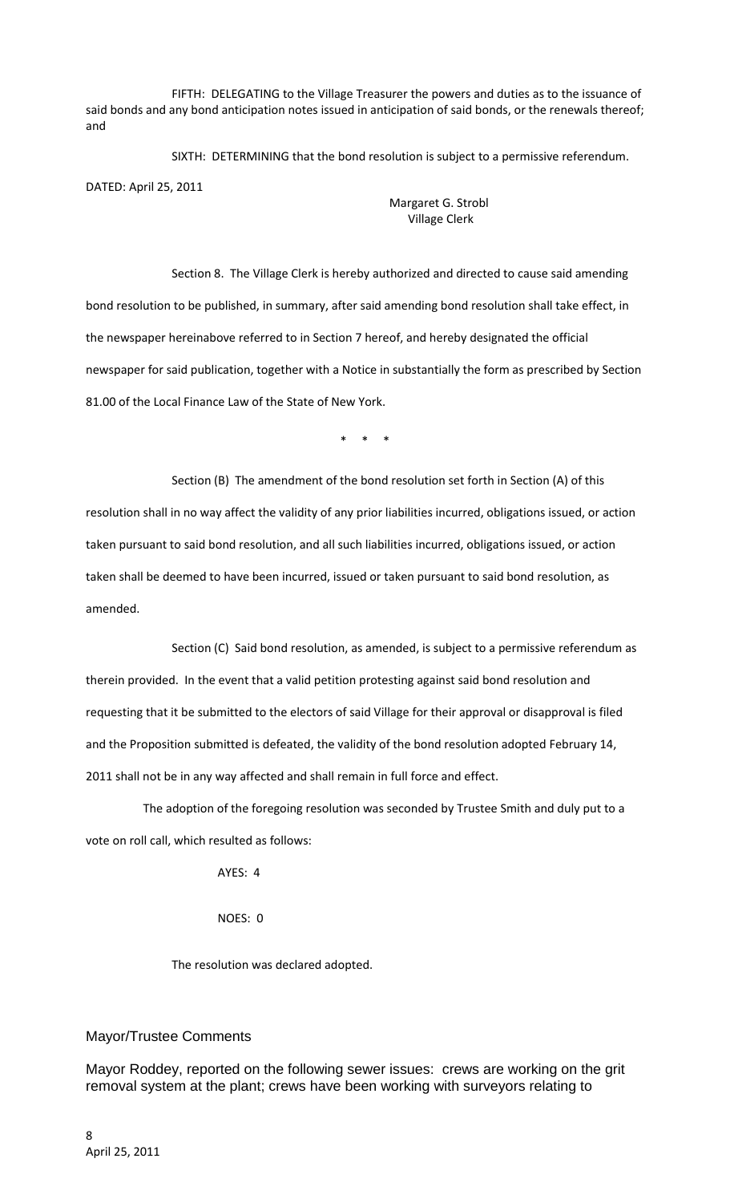FIFTH: DELEGATING to the Village Treasurer the powers and duties as to the issuance of said bonds and any bond anticipation notes issued in anticipation of said bonds, or the renewals thereof; and

SIXTH: DETERMINING that the bond resolution is subject to a permissive referendum.

DATED: April 25, 2011

Margaret G. Strobl
Village Clerk

Section 8. The Village Clerk is hereby authorized and directed to cause said amending bond resolution to be published, in summary, after said amending bond resolution shall take effect, in the newspaper hereinabove referred to in Section 7 hereof, and hereby designated the official newspaper for said publication, together with a Notice in substantially the form as prescribed by Section 81.00 of the Local Finance Law of the State of New York.

\* \* \*

Section (B) The amendment of the bond resolution set forth in Section (A) of this resolution shall in no way affect the validity of any prior liabilities incurred, obligations issued, or action taken pursuant to said bond resolution, and all such liabilities incurred, obligations issued, or action taken shall be deemed to have been incurred, issued or taken pursuant to said bond resolution, as amended.

Section (C) Said bond resolution, as amended, is subject to a permissive referendum as therein provided. In the event that a valid petition protesting against said bond resolution and requesting that it be submitted to the electors of said Village for their approval or disapproval is filed and the Proposition submitted is defeated, the validity of the bond resolution adopted February 14, 2011 shall not be in any way affected and shall remain in full force and effect.

The adoption of the foregoing resolution was seconded by Trustee Smith and duly put to a vote on roll call, which resulted as follows:

AYES: 4

NOES: 0

The resolution was declared adopted.

## Mayor/Trustee Comments

Mayor Roddey, reported on the following sewer issues: crews are working on the grit removal system at the plant; crews have been working with surveyors relating to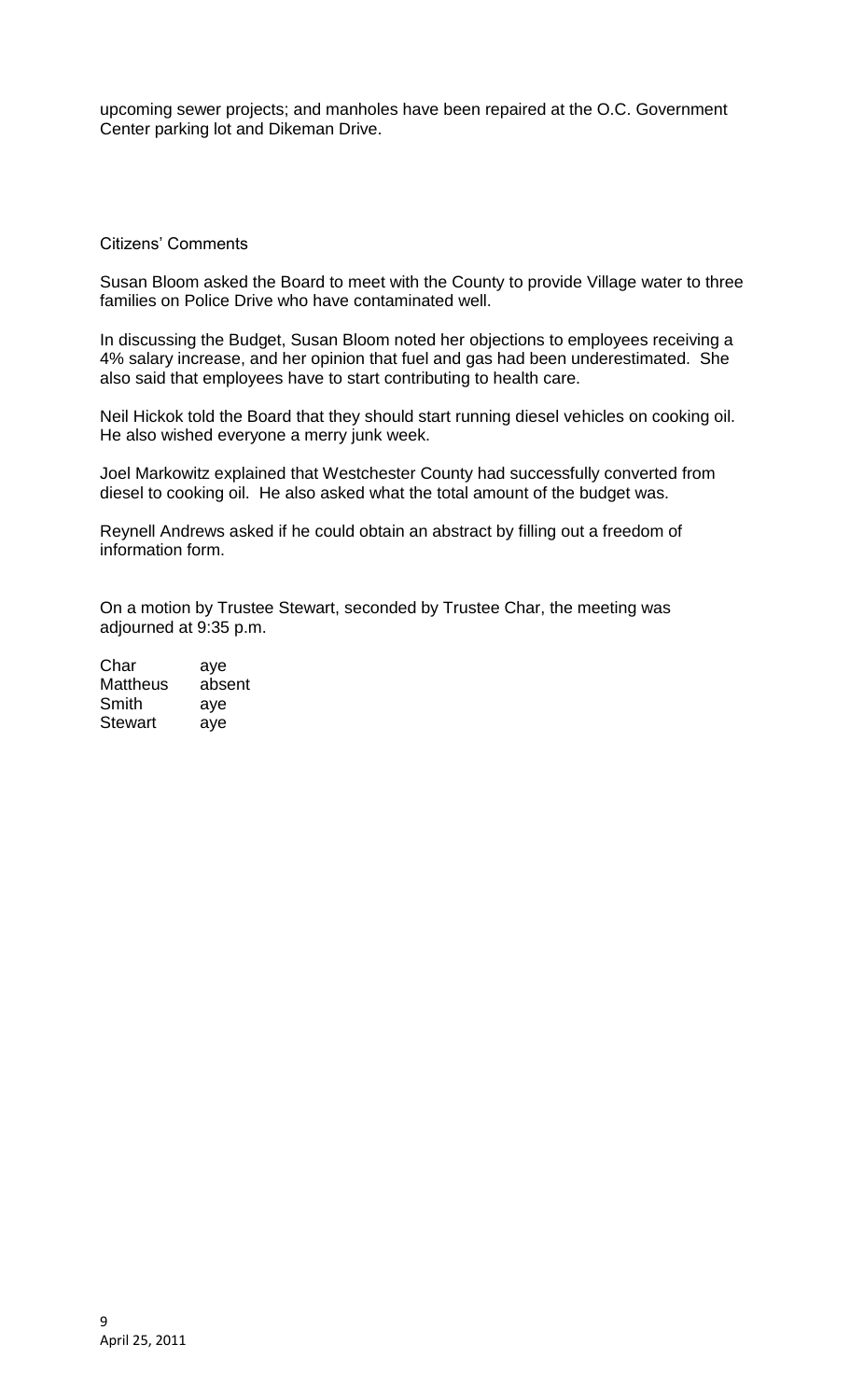upcoming sewer projects; and manholes have been repaired at the O.C. Government Center parking lot and Dikeman Drive.

Citizens' Comments

Susan Bloom asked the Board to meet with the County to provide Village water to three families on Police Drive who have contaminated well.

In discussing the Budget, Susan Bloom noted her objections to employees receiving a 4% salary increase, and her opinion that fuel and gas had been underestimated. She also said that employees have to start contributing to health care.

Neil Hickok told the Board that they should start running diesel vehicles on cooking oil. He also wished everyone a merry junk week.

Joel Markowitz explained that Westchester County had successfully converted from diesel to cooking oil. He also asked what the total amount of the budget was.

Reynell Andrews asked if he could obtain an abstract by filling out a freedom of information form.

On a motion by Trustee Stewart, seconded by Trustee Char, the meeting was adjourned at 9:35 p.m.

| | |
|---|---|
| Char | aye |
| Mattheus | absent |
| Smith | aye |
| Stewart | aye |